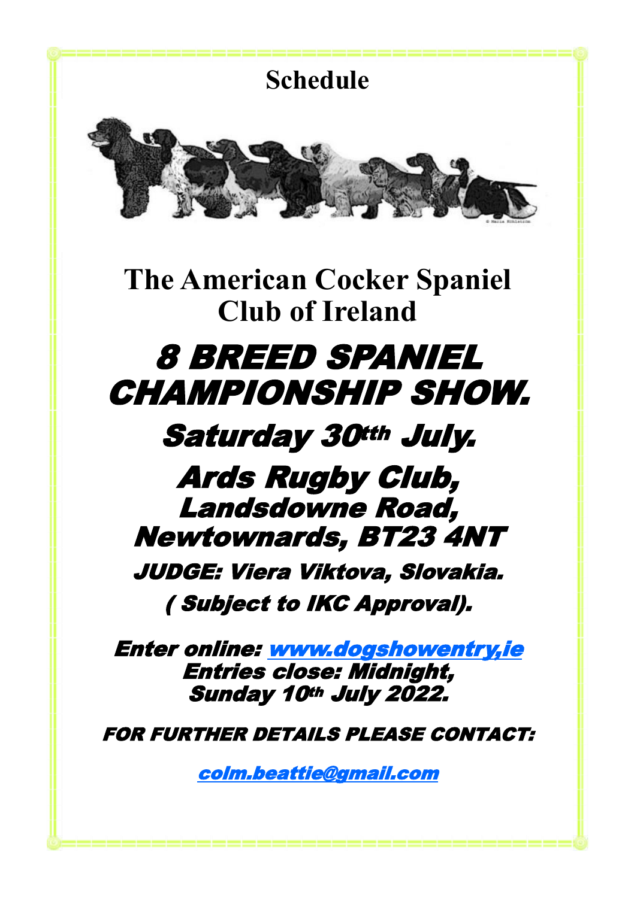# Schedule

## The American Cocker Spaniel Club of Ireland

# *8 BREED SPANIEL CHAMPIONSHIP SHOW.*

## *Saturday 30tth July.*

## *Ards Rugby Club, Landsdowne Road, Newtownards, BT23 4NT*

***JUDGE: Viera Viktova, Slovakia.***

***( Subject to IKC Approval).***

***Enter online: www.dogshowentry,ie***
***Entries close: Midnight, Sunday 10th July 2022.***

***FOR FURTHER DETAILS PLEASE CONTACT:***

***colm.beattie@gmail.com***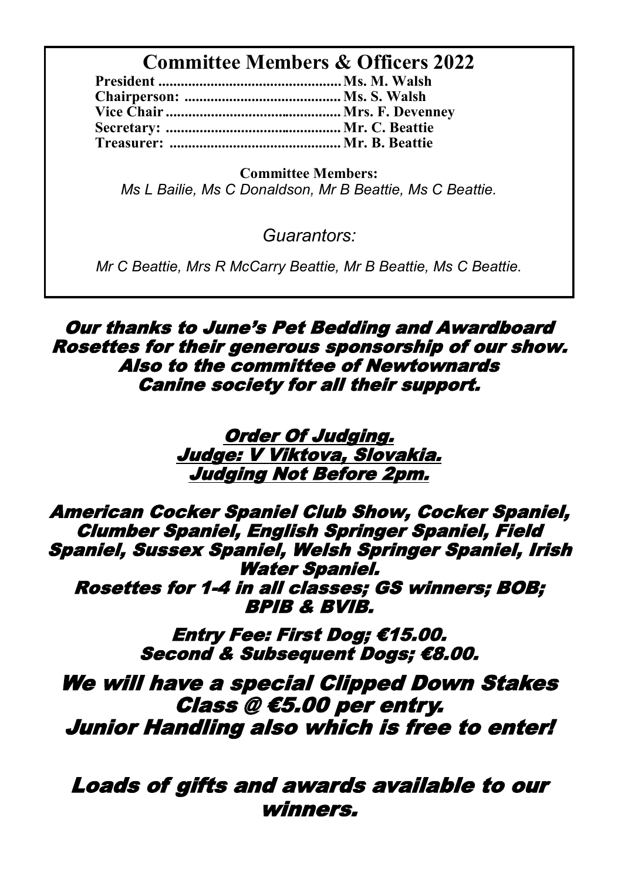## Committee Members & Officers 2022

**President ................................................. Ms. M. Walsh**
**Chairperson: .......................................... Ms. S. Walsh**
**Vice Chair ............................................... Mrs. F. Devenney**
**Secretary: .............................................. Mr. C. Beattie**
**Treasurer: ............................................. Mr. B. Beattie**

**Committee Members:**
*Ms L Bailie, Ms C Donaldson, Mr B Beattie, Ms C Beattie.*

*Guarantors:*

*Mr C Beattie, Mrs R McCarry Beattie, Mr B Beattie, Ms C Beattie.*

***Our thanks to June's Pet Bedding and Awardboard Rosettes for their generous sponsorship of our show. Also to the committee of Newtownards Canine society for all their support.***

***Order Of Judging.***
***Judge: V Viktova, Slovakia.***
***Judging Not Before 2pm.***

***American Cocker Spaniel Club Show, Cocker Spaniel, Clumber Spaniel, English Springer Spaniel, Field Spaniel, Sussex Spaniel, Welsh Springer Spaniel, Irish Water Spaniel.***
***Rosettes for 1-4 in all classes; GS winners; BOB; BPIB & BVIB.***

***Entry Fee: First Dog; €15.00.***
***Second & Subsequent Dogs; €8.00.***

***We will have a special Clipped Down Stakes Class @ €5.00 per entry.***
***Junior Handling also which is free to enter!***

***Loads of gifts and awards available to our winners.***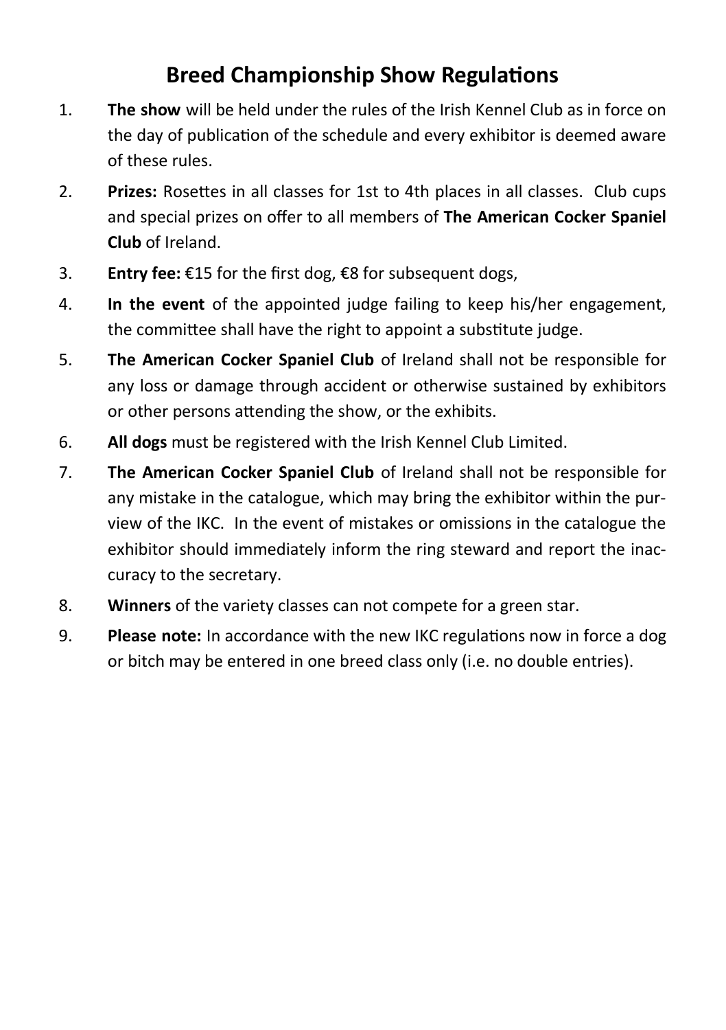# Breed Championship Show Regulations

1. **The show** will be held under the rules of the Irish Kennel Club as in force on the day of publication of the schedule and every exhibitor is deemed aware of these rules.
2. **Prizes:** Rosettes in all classes for 1st to 4th places in all classes. Club cups and special prizes on offer to all members of **The American Cocker Spaniel Club** of Ireland.
3. **Entry fee:** €15 for the first dog, €8 for subsequent dogs,
4. **In the event** of the appointed judge failing to keep his/her engagement, the committee shall have the right to appoint a substitute judge.
5. **The American Cocker Spaniel Club** of Ireland shall not be responsible for any loss or damage through accident or otherwise sustained by exhibitors or other persons attending the show, or the exhibits.
6. **All dogs** must be registered with the Irish Kennel Club Limited.
7. **The American Cocker Spaniel Club** of Ireland shall not be responsible for any mistake in the catalogue, which may bring the exhibitor within the purview of the IKC. In the event of mistakes or omissions in the catalogue the exhibitor should immediately inform the ring steward and report the inaccuracy to the secretary.
8. **Winners** of the variety classes can not compete for a green star.
9. **Please note:** In accordance with the new IKC regulations now in force a dog or bitch may be entered in one breed class only (i.e. no double entries).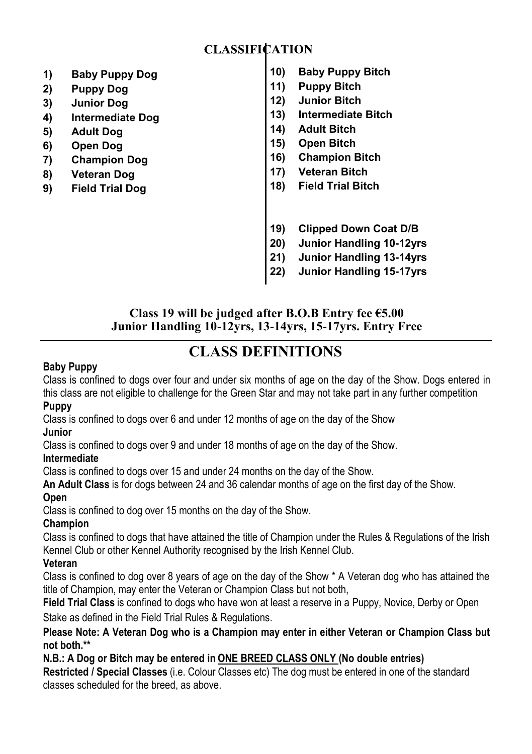# CLASSIFICATION

1) **Baby Puppy Dog**
2) **Puppy Dog**
3) **Junior Dog**
4) **Intermediate Dog**
5) **Adult Dog**
6) **Open Dog**
7) **Champion Dog**
8) **Veteran Dog**
9) **Field Trial Dog**

10) **Baby Puppy Bitch**
11) **Puppy Bitch**
12) **Junior Bitch**
13) **Intermediate Bitch**
14) **Adult Bitch**
15) **Open Bitch**
16) **Champion Bitch**
17) **Veteran Bitch**
18) **Field Trial Bitch**

19) **Clipped Down Coat D/B**
20) **Junior Handling 10-12yrs**
21) **Junior Handling 13-14yrs**
22) **Junior Handling 15-17yrs**

**Class 19 will be judged after B.O.B Entry fee €5.00**
**Junior Handling 10-12yrs, 13-14yrs, 15-17yrs. Entry Free**

---

# CLASS DEFINITIONS

**Baby Puppy**
Class is confined to dogs over four and under six months of age on the day of the Show. Dogs entered in this class are not eligible to challenge for the Green Star and may not take part in any further competition

**Puppy**
Class is confined to dogs over 6 and under 12 months of age on the day of the Show

**Junior**
Class is confined to dogs over 9 and under 18 months of age on the day of the Show.

**Intermediate**
Class is confined to dogs over 15 and under 24 months on the day of the Show.

**An Adult Class** is for dogs between 24 and 36 calendar months of age on the first day of the Show.

**Open**
Class is confined to dog over 15 months on the day of the Show.

**Champion**
Class is confined to dogs that have attained the title of Champion under the Rules & Regulations of the Irish Kennel Club or other Kennel Authority recognised by the Irish Kennel Club.

**Veteran**
Class is confined to dog over 8 years of age on the day of the Show * A Veteran dog who has attained the title of Champion, may enter the Veteran or Champion Class but not both,

**Field Trial Class** is confined to dogs who have won at least a reserve in a Puppy, Novice, Derby or Open Stake as defined in the Field Trial Rules & Regulations.

**Please Note: A Veteran Dog who is a Champion may enter in either Veteran or Champion Class but not both.****

**N.B.: A Dog or Bitch may be entered in <u>ONE BREED CLASS ONLY</u> (No double entries)**

**Restricted / Special Classes** (i.e. Colour Classes etc) The dog must be entered in one of the standard classes scheduled for the breed, as above.